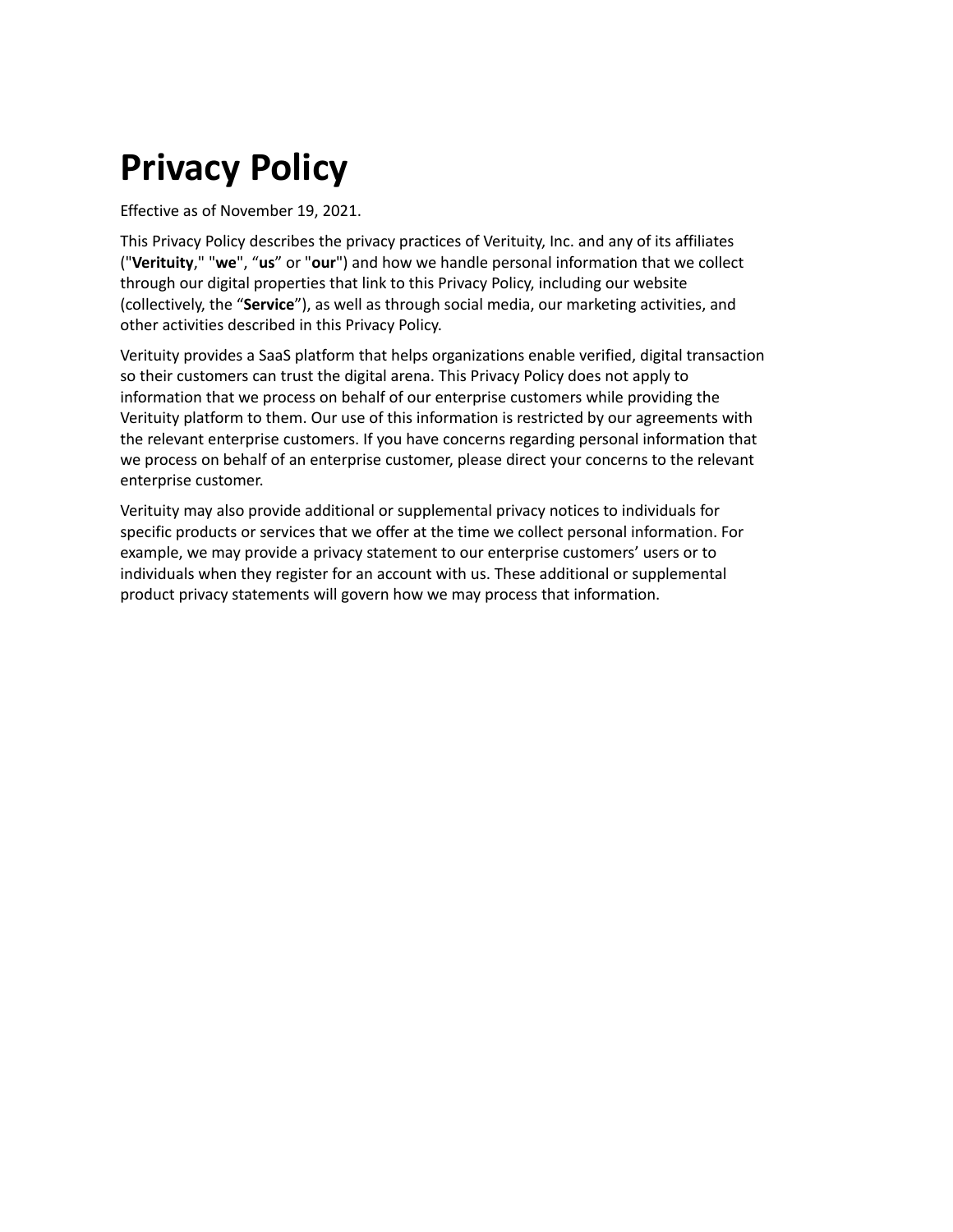# Privacy Policy

Effective as of November 19, 2021.

This Privacy Policy describes the privacy practices of Verituity, Inc. and any of its affiliates ("**Verituity**," "**we**", "**us**" or "**our**") and how we handle personal information that we collect through our digital properties that link to this Privacy Policy, including our website (collectively, the "**Service**"), as well as through social media, our marketing activities, and other activities described in this Privacy Policy.

Verituity provides a SaaS platform that helps organizations enable verified, digital transaction so their customers can trust the digital arena. This Privacy Policy does not apply to information that we process on behalf of our enterprise customers while providing the Verituity platform to them. Our use of this information is restricted by our agreements with the relevant enterprise customers. If you have concerns regarding personal information that we process on behalf of an enterprise customer, please direct your concerns to the relevant enterprise customer.

Verituity may also provide additional or supplemental privacy notices to individuals for specific products or services that we offer at the time we collect personal information. For example, we may provide a privacy statement to our enterprise customers' users or to individuals when they register for an account with us. These additional or supplemental product privacy statements will govern how we may process that information.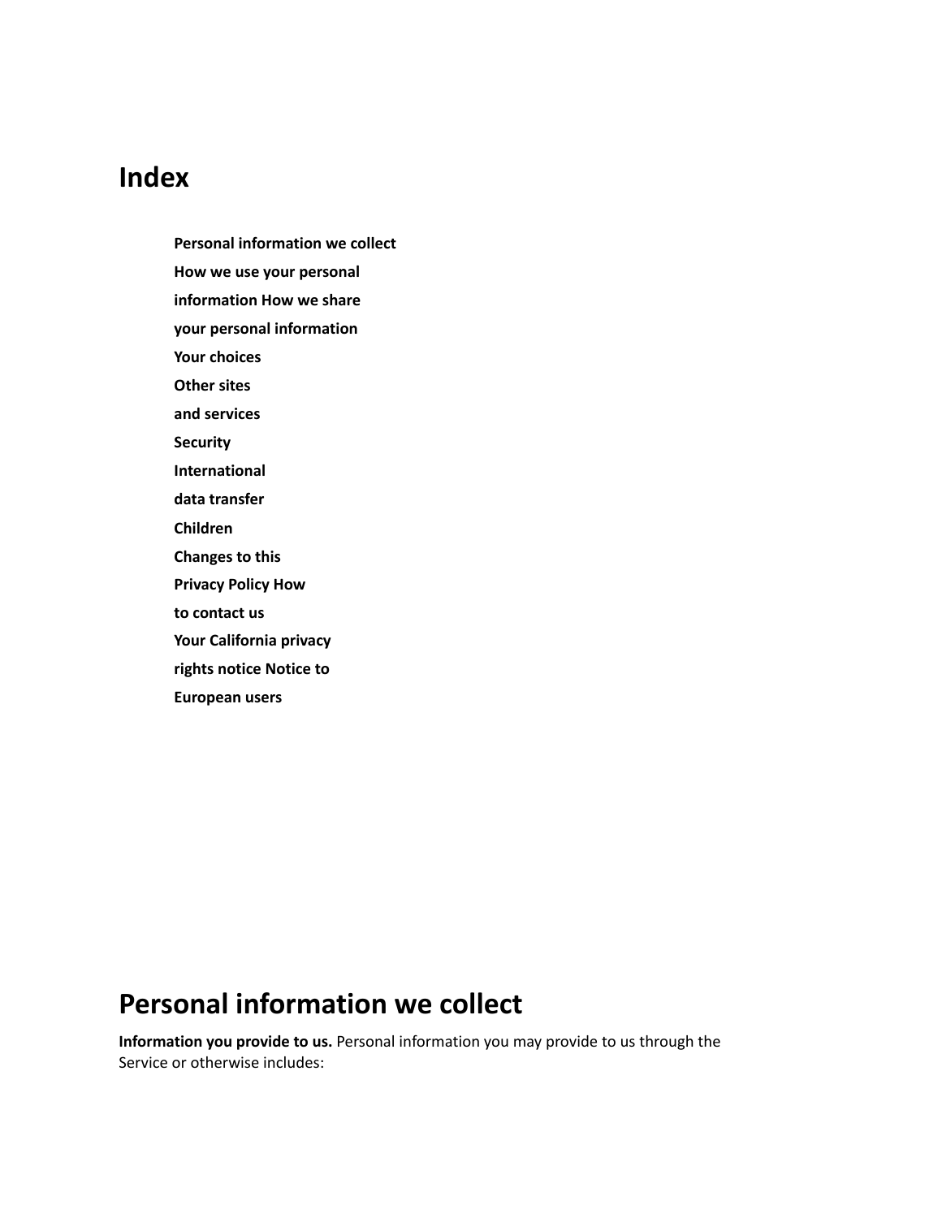# Index

**Personal information we collect**
**How we use your personal**
**information How we share**
**your personal information**
**Your choices**
**Other sites**
**and services**
**Security**
**International**
**data transfer**
**Children**
**Changes to this**
**Privacy Policy How**
**to contact us**
**Your California privacy**
**rights notice Notice to**
**European users**

# Personal information we collect

**Information you provide to us.** Personal information you may provide to us through the Service or otherwise includes: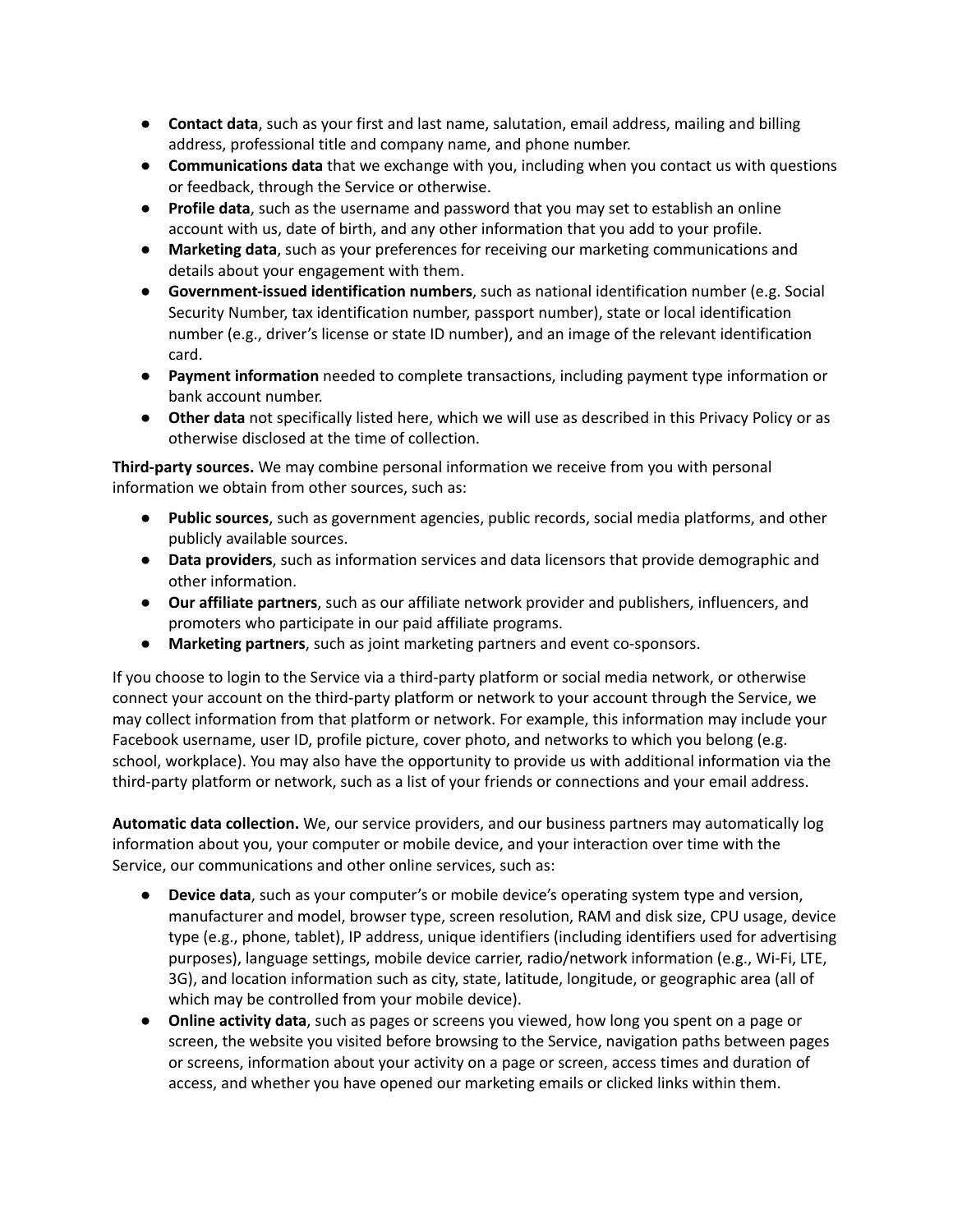- **Contact data**, such as your first and last name, salutation, email address, mailing and billing address, professional title and company name, and phone number.
- **Communications data** that we exchange with you, including when you contact us with questions or feedback, through the Service or otherwise.
- **Profile data**, such as the username and password that you may set to establish an online account with us, date of birth, and any other information that you add to your profile.
- **Marketing data**, such as your preferences for receiving our marketing communications and details about your engagement with them.
- **Government-issued identification numbers**, such as national identification number (e.g. Social Security Number, tax identification number, passport number), state or local identification number (e.g., driver's license or state ID number), and an image of the relevant identification card.
- **Payment information** needed to complete transactions, including payment type information or bank account number.
- **Other data** not specifically listed here, which we will use as described in this Privacy Policy or as otherwise disclosed at the time of collection.

**Third-party sources.** We may combine personal information we receive from you with personal information we obtain from other sources, such as:

- **Public sources**, such as government agencies, public records, social media platforms, and other publicly available sources.
- **Data providers**, such as information services and data licensors that provide demographic and other information.
- **Our affiliate partners**, such as our affiliate network provider and publishers, influencers, and promoters who participate in our paid affiliate programs.
- **Marketing partners**, such as joint marketing partners and event co-sponsors.

If you choose to login to the Service via a third-party platform or social media network, or otherwise connect your account on the third-party platform or network to your account through the Service, we may collect information from that platform or network. For example, this information may include your Facebook username, user ID, profile picture, cover photo, and networks to which you belong (e.g. school, workplace). You may also have the opportunity to provide us with additional information via the third-party platform or network, such as a list of your friends or connections and your email address.

**Automatic data collection.** We, our service providers, and our business partners may automatically log information about you, your computer or mobile device, and your interaction over time with the Service, our communications and other online services, such as:

- **Device data**, such as your computer's or mobile device's operating system type and version, manufacturer and model, browser type, screen resolution, RAM and disk size, CPU usage, device type (e.g., phone, tablet), IP address, unique identifiers (including identifiers used for advertising purposes), language settings, mobile device carrier, radio/network information (e.g., Wi-Fi, LTE, 3G), and location information such as city, state, latitude, longitude, or geographic area (all of which may be controlled from your mobile device).
- **Online activity data**, such as pages or screens you viewed, how long you spent on a page or screen, the website you visited before browsing to the Service, navigation paths between pages or screens, information about your activity on a page or screen, access times and duration of access, and whether you have opened our marketing emails or clicked links within them.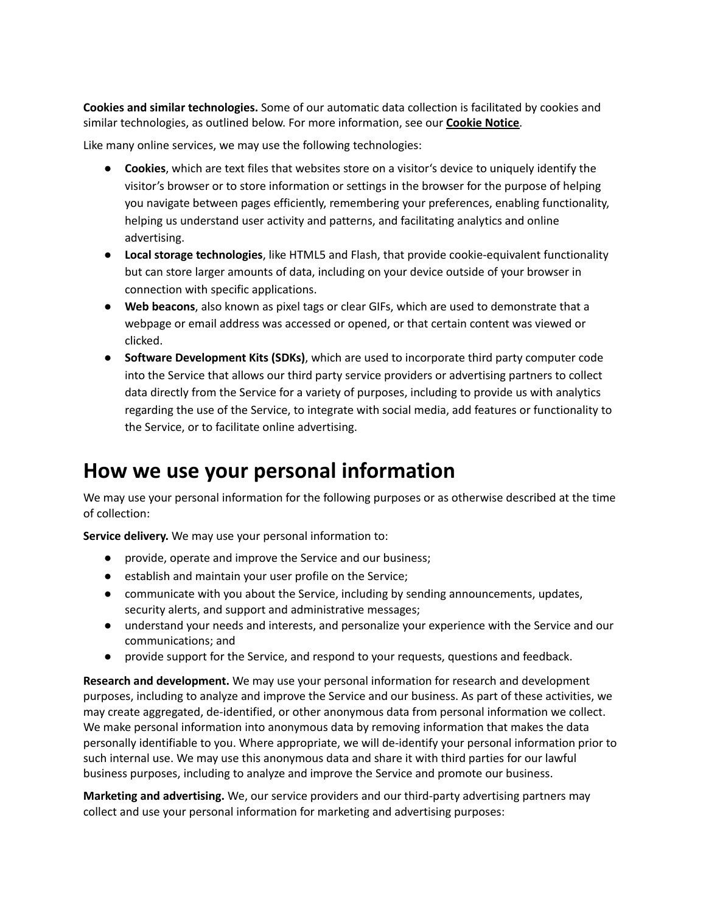**Cookies and similar technologies.** Some of our automatic data collection is facilitated by cookies and similar technologies, as outlined below. For more information, see our **Cookie Notice**.

Like many online services, we may use the following technologies:

- **Cookies**, which are text files that websites store on a visitor's device to uniquely identify the visitor's browser or to store information or settings in the browser for the purpose of helping you navigate between pages efficiently, remembering your preferences, enabling functionality, helping us understand user activity and patterns, and facilitating analytics and online advertising.
- **Local storage technologies**, like HTML5 and Flash, that provide cookie-equivalent functionality but can store larger amounts of data, including on your device outside of your browser in connection with specific applications.
- **Web beacons**, also known as pixel tags or clear GIFs, which are used to demonstrate that a webpage or email address was accessed or opened, or that certain content was viewed or clicked.
- **Software Development Kits (SDKs)**, which are used to incorporate third party computer code into the Service that allows our third party service providers or advertising partners to collect data directly from the Service for a variety of purposes, including to provide us with analytics regarding the use of the Service, to integrate with social media, add features or functionality to the Service, or to facilitate online advertising.

# How we use your personal information

We may use your personal information for the following purposes or as otherwise described at the time of collection:

**Service delivery.** We may use your personal information to:

- provide, operate and improve the Service and our business;
- establish and maintain your user profile on the Service;
- communicate with you about the Service, including by sending announcements, updates, security alerts, and support and administrative messages;
- understand your needs and interests, and personalize your experience with the Service and our communications; and
- provide support for the Service, and respond to your requests, questions and feedback.

**Research and development.** We may use your personal information for research and development purposes, including to analyze and improve the Service and our business. As part of these activities, we may create aggregated, de-identified, or other anonymous data from personal information we collect. We make personal information into anonymous data by removing information that makes the data personally identifiable to you. Where appropriate, we will de-identify your personal information prior to such internal use. We may use this anonymous data and share it with third parties for our lawful business purposes, including to analyze and improve the Service and promote our business.

**Marketing and advertising.** We, our service providers and our third-party advertising partners may collect and use your personal information for marketing and advertising purposes: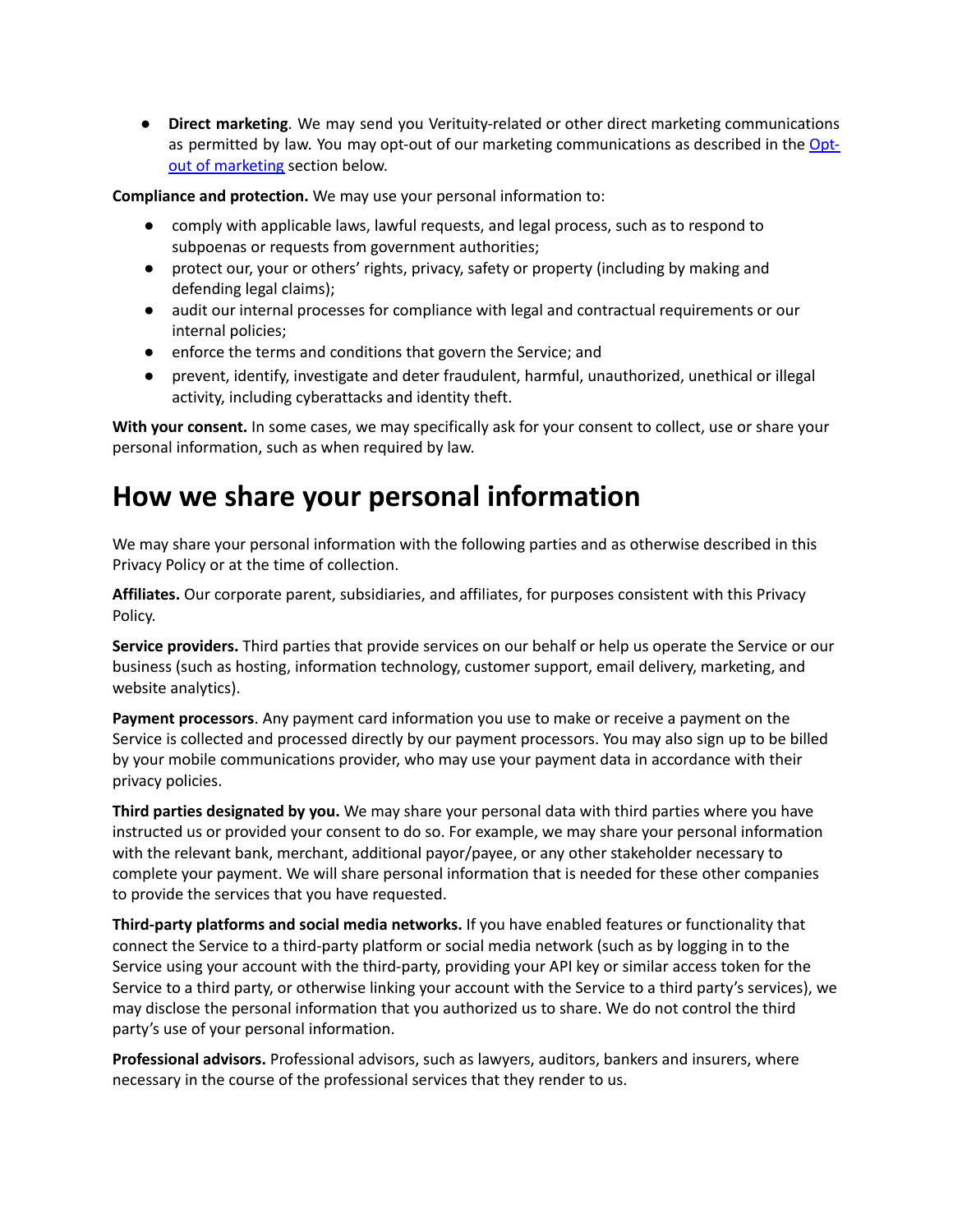- **Direct marketing**. We may send you Verituity-related or other direct marketing communications as permitted by law. You may opt-out of our marketing communications as described in the [Opt-out of marketing](#) section below.

**Compliance and protection.** We may use your personal information to:

- comply with applicable laws, lawful requests, and legal process, such as to respond to subpoenas or requests from government authorities;
- protect our, your or others' rights, privacy, safety or property (including by making and defending legal claims);
- audit our internal processes for compliance with legal and contractual requirements or our internal policies;
- enforce the terms and conditions that govern the Service; and
- prevent, identify, investigate and deter fraudulent, harmful, unauthorized, unethical or illegal activity, including cyberattacks and identity theft.

**With your consent.** In some cases, we may specifically ask for your consent to collect, use or share your personal information, such as when required by law.

# How we share your personal information

We may share your personal information with the following parties and as otherwise described in this Privacy Policy or at the time of collection.

**Affiliates.** Our corporate parent, subsidiaries, and affiliates, for purposes consistent with this Privacy Policy.

**Service providers.** Third parties that provide services on our behalf or help us operate the Service or our business (such as hosting, information technology, customer support, email delivery, marketing, and website analytics).

**Payment processors**. Any payment card information you use to make or receive a payment on the Service is collected and processed directly by our payment processors. You may also sign up to be billed by your mobile communications provider, who may use your payment data in accordance with their privacy policies.

**Third parties designated by you.** We may share your personal data with third parties where you have instructed us or provided your consent to do so. For example, we may share your personal information with the relevant bank, merchant, additional payor/payee, or any other stakeholder necessary to complete your payment. We will share personal information that is needed for these other companies to provide the services that you have requested.

**Third-party platforms and social media networks.** If you have enabled features or functionality that connect the Service to a third-party platform or social media network (such as by logging in to the Service using your account with the third-party, providing your API key or similar access token for the Service to a third party, or otherwise linking your account with the Service to a third party's services), we may disclose the personal information that you authorized us to share. We do not control the third party's use of your personal information.

**Professional advisors.** Professional advisors, such as lawyers, auditors, bankers and insurers, where necessary in the course of the professional services that they render to us.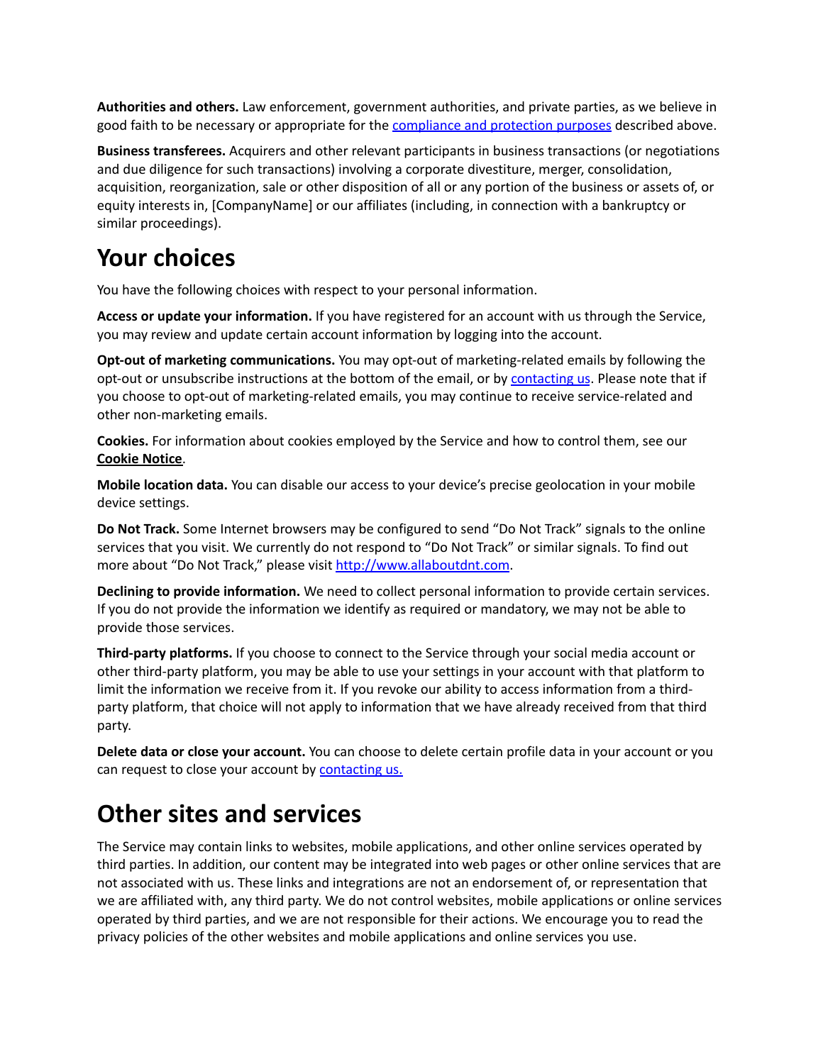**Authorities and others.** Law enforcement, government authorities, and private parties, as we believe in good faith to be necessary or appropriate for the compliance and protection purposes described above.

**Business transferees.** Acquirers and other relevant participants in business transactions (or negotiations and due diligence for such transactions) involving a corporate divestiture, merger, consolidation, acquisition, reorganization, sale or other disposition of all or any portion of the business or assets of, or equity interests in, [CompanyName] or our affiliates (including, in connection with a bankruptcy or similar proceedings).

# Your choices

You have the following choices with respect to your personal information.

**Access or update your information.** If you have registered for an account with us through the Service, you may review and update certain account information by logging into the account.

**Opt-out of marketing communications.** You may opt-out of marketing-related emails by following the opt-out or unsubscribe instructions at the bottom of the email, or by contacting us. Please note that if you choose to opt-out of marketing-related emails, you may continue to receive service-related and other non-marketing emails.

**Cookies.** For information about cookies employed by the Service and how to control them, see our **Cookie Notice**.

**Mobile location data.** You can disable our access to your device's precise geolocation in your mobile device settings.

**Do Not Track.** Some Internet browsers may be configured to send "Do Not Track" signals to the online services that you visit. We currently do not respond to "Do Not Track" or similar signals. To find out more about "Do Not Track," please visit http://www.allaboutdnt.com.

**Declining to provide information.** We need to collect personal information to provide certain services. If you do not provide the information we identify as required or mandatory, we may not be able to provide those services.

**Third-party platforms.** If you choose to connect to the Service through your social media account or other third-party platform, you may be able to use your settings in your account with that platform to limit the information we receive from it. If you revoke our ability to access information from a third-party platform, that choice will not apply to information that we have already received from that third party.

**Delete data or close your account.** You can choose to delete certain profile data in your account or you can request to close your account by contacting us.

# Other sites and services

The Service may contain links to websites, mobile applications, and other online services operated by third parties. In addition, our content may be integrated into web pages or other online services that are not associated with us. These links and integrations are not an endorsement of, or representation that we are affiliated with, any third party. We do not control websites, mobile applications or online services operated by third parties, and we are not responsible for their actions. We encourage you to read the privacy policies of the other websites and mobile applications and online services you use.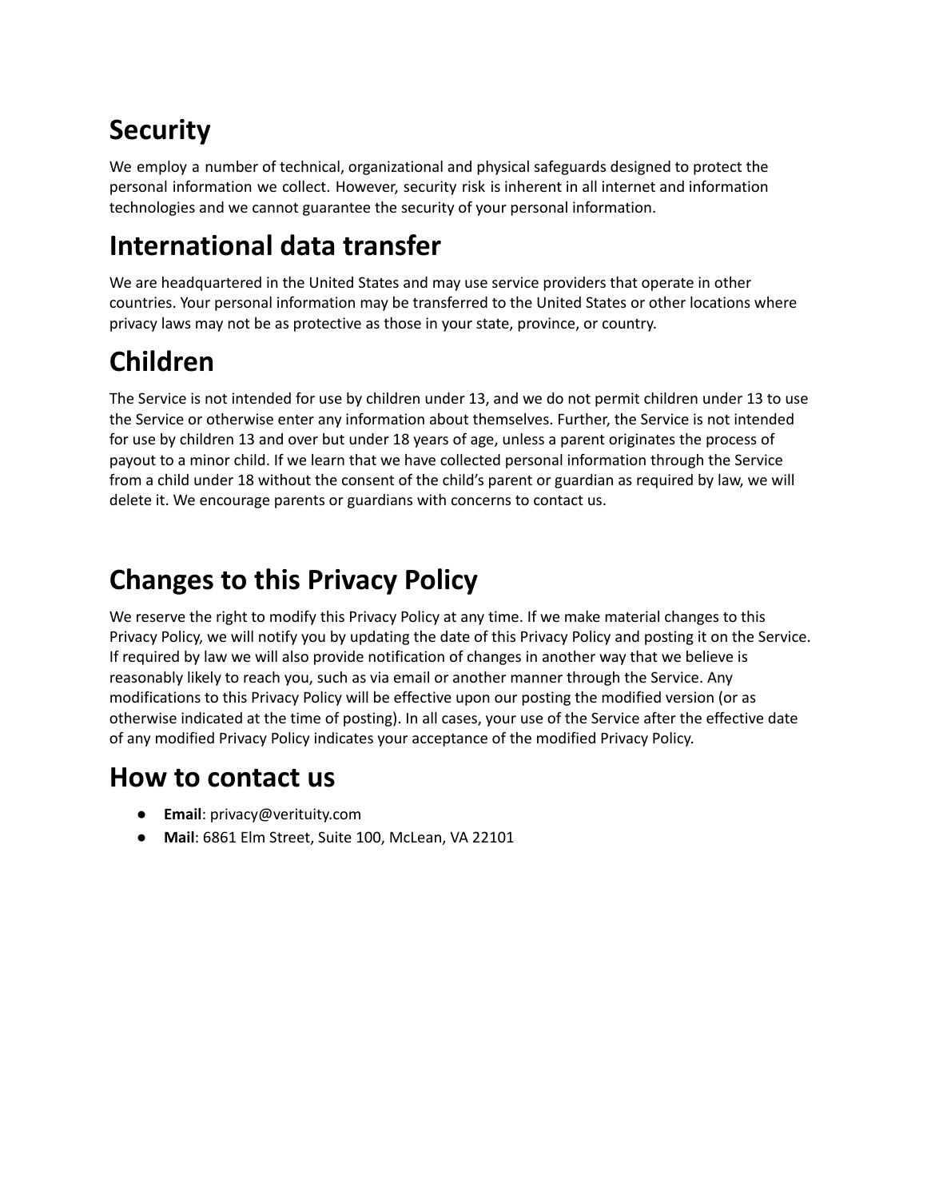## Security

We employ a number of technical, organizational and physical safeguards designed to protect the personal information we collect. However, security risk is inherent in all internet and information technologies and we cannot guarantee the security of your personal information.

## International data transfer

We are headquartered in the United States and may use service providers that operate in other countries. Your personal information may be transferred to the United States or other locations where privacy laws may not be as protective as those in your state, province, or country.

## Children

The Service is not intended for use by children under 13, and we do not permit children under 13 to use the Service or otherwise enter any information about themselves. Further, the Service is not intended for use by children 13 and over but under 18 years of age, unless a parent originates the process of payout to a minor child. If we learn that we have collected personal information through the Service from a child under 18 without the consent of the child's parent or guardian as required by law, we will delete it. We encourage parents or guardians with concerns to contact us.

## Changes to this Privacy Policy

We reserve the right to modify this Privacy Policy at any time. If we make material changes to this Privacy Policy, we will notify you by updating the date of this Privacy Policy and posting it on the Service. If required by law we will also provide notification of changes in another way that we believe is reasonably likely to reach you, such as via email or another manner through the Service. Any modifications to this Privacy Policy will be effective upon our posting the modified version (or as otherwise indicated at the time of posting). In all cases, your use of the Service after the effective date of any modified Privacy Policy indicates your acceptance of the modified Privacy Policy.

## How to contact us

- **Email**: privacy@verituity.com
- **Mail**: 6861 Elm Street, Suite 100, McLean, VA 22101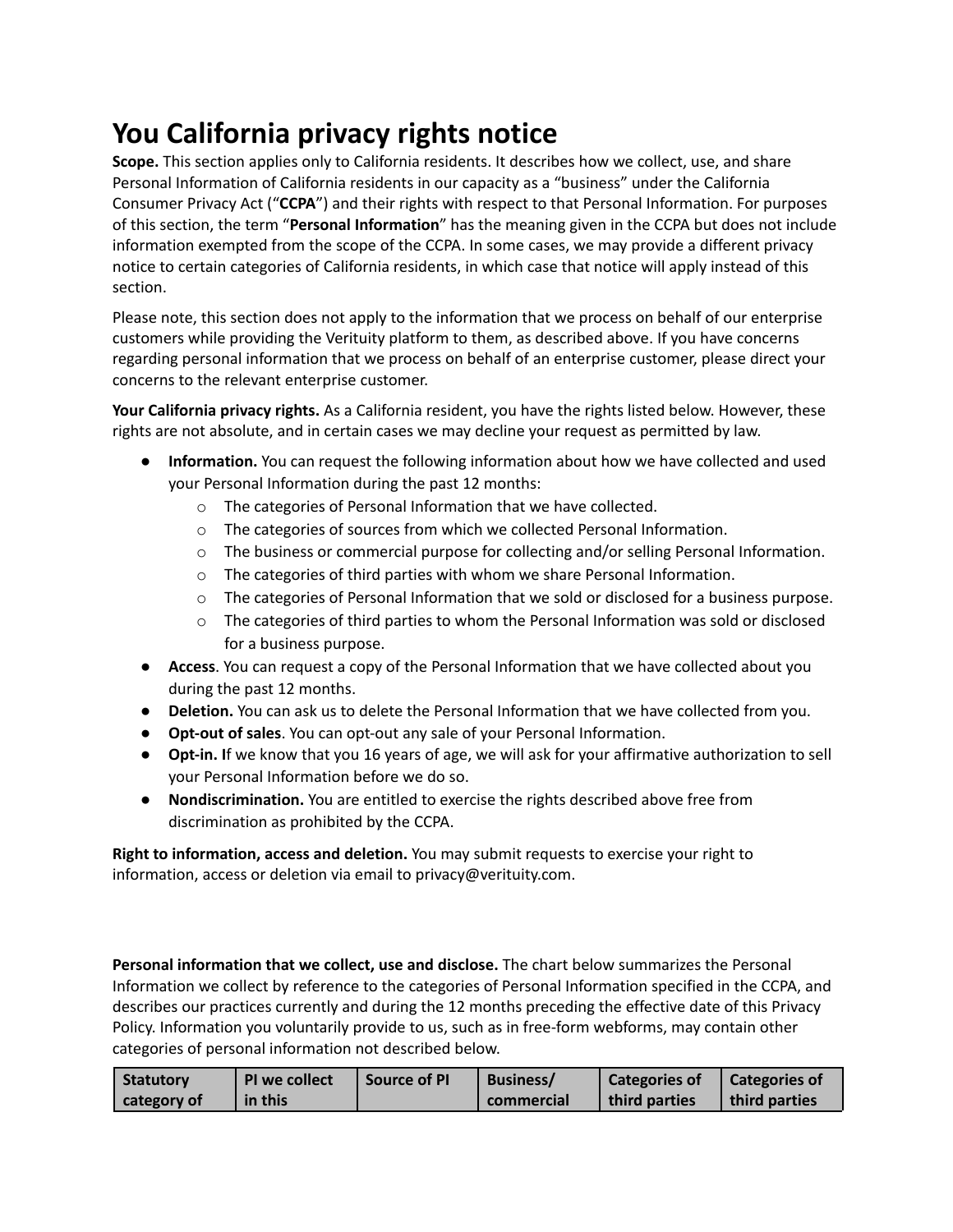# You California privacy rights notice

**Scope.** This section applies only to California residents. It describes how we collect, use, and share Personal Information of California residents in our capacity as a "business" under the California Consumer Privacy Act ("**CCPA**") and their rights with respect to that Personal Information. For purposes of this section, the term "**Personal Information**" has the meaning given in the CCPA but does not include information exempted from the scope of the CCPA. In some cases, we may provide a different privacy notice to certain categories of California residents, in which case that notice will apply instead of this section.

Please note, this section does not apply to the information that we process on behalf of our enterprise customers while providing the Verituity platform to them, as described above. If you have concerns regarding personal information that we process on behalf of an enterprise customer, please direct your concerns to the relevant enterprise customer.

**Your California privacy rights.** As a California resident, you have the rights listed below. However, these rights are not absolute, and in certain cases we may decline your request as permitted by law.

- **Information.** You can request the following information about how we have collected and used your Personal Information during the past 12 months:
  - The categories of Personal Information that we have collected.
  - The categories of sources from which we collected Personal Information.
  - The business or commercial purpose for collecting and/or selling Personal Information.
  - The categories of third parties with whom we share Personal Information.
  - The categories of Personal Information that we sold or disclosed for a business purpose.
  - The categories of third parties to whom the Personal Information was sold or disclosed for a business purpose.
- **Access**. You can request a copy of the Personal Information that we have collected about you during the past 12 months.
- **Deletion.** You can ask us to delete the Personal Information that we have collected from you.
- **Opt-out of sales**. You can opt-out any sale of your Personal Information.
- **Opt-in. I**f we know that you 16 years of age, we will ask for your affirmative authorization to sell your Personal Information before we do so.
- **Nondiscrimination.** You are entitled to exercise the rights described above free from discrimination as prohibited by the CCPA.

**Right to information, access and deletion.** You may submit requests to exercise your right to information, access or deletion via email to privacy@verituity.com.

**Personal information that we collect, use and disclose.** The chart below summarizes the Personal Information we collect by reference to the categories of Personal Information specified in the CCPA, and describes our practices currently and during the 12 months preceding the effective date of this Privacy Policy. Information you voluntarily provide to us, such as in free-form webforms, may contain other categories of personal information not described below.

| Statutory category of | PI we collect in this | Source of PI | Business/ commercial | Categories of third parties | Categories of third parties |
|---|---|---|---|---|---|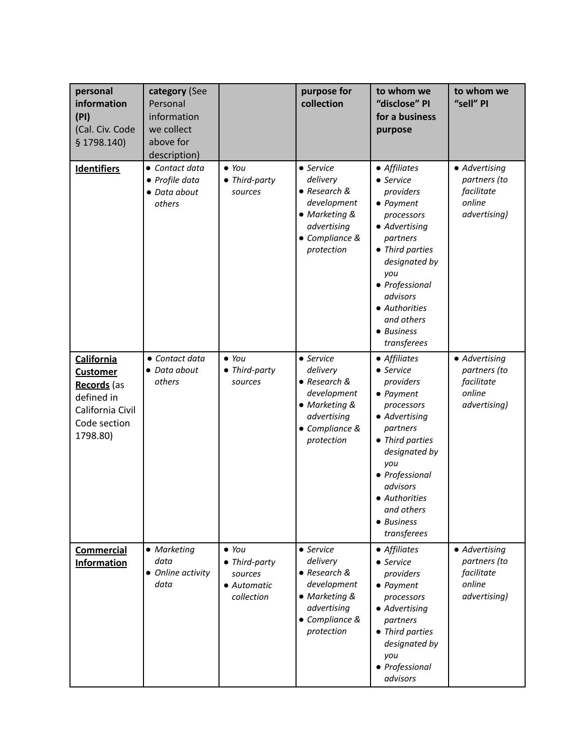| personal information (PI) (Cal. Civ. Code § 1798.140) | category (See Personal information we collect above for description) | | purpose for collection | to whom we "disclose" PI for a business purpose | to whom we "sell" PI |
|---|---|---|---|---|---|
| **Identifiers** | • *Contact data*<br>• *Profile data*<br>• *Data about others* | • *You*<br>• *Third-party sources* | • *Service delivery*<br>• *Research & development*<br>• *Marketing & advertising*<br>• *Compliance & protection* | • *Affiliates*<br>• *Service providers*<br>• *Payment processors*<br>• *Advertising partners*<br>• *Third parties designated by you*<br>• *Professional advisors*<br>• *Authorities and others*<br>• *Business transferees* | • *Advertising partners (to facilitate online advertising)* |
| **California Customer Records** (as defined in California Civil Code section 1798.80) | • *Contact data*<br>• *Data about others* | • *You*<br>• *Third-party sources* | • *Service delivery*<br>• *Research & development*<br>• *Marketing & advertising*<br>• *Compliance & protection* | • *Affiliates*<br>• *Service providers*<br>• *Payment processors*<br>• *Advertising partners*<br>• *Third parties designated by you*<br>• *Professional advisors*<br>• *Authorities and others*<br>• *Business transferees* | • *Advertising partners (to facilitate online advertising)* |
| **Commercial Information** | • *Marketing data*<br>• *Online activity data* | • *You*<br>• *Third-party sources*<br>• *Automatic collection* | • *Service delivery*<br>• *Research & development*<br>• *Marketing & advertising*<br>• *Compliance & protection* | • *Affiliates*<br>• *Service providers*<br>• *Payment processors*<br>• *Advertising partners*<br>• *Third parties designated by you*<br>• *Professional advisors* | • *Advertising partners (to facilitate online advertising)* |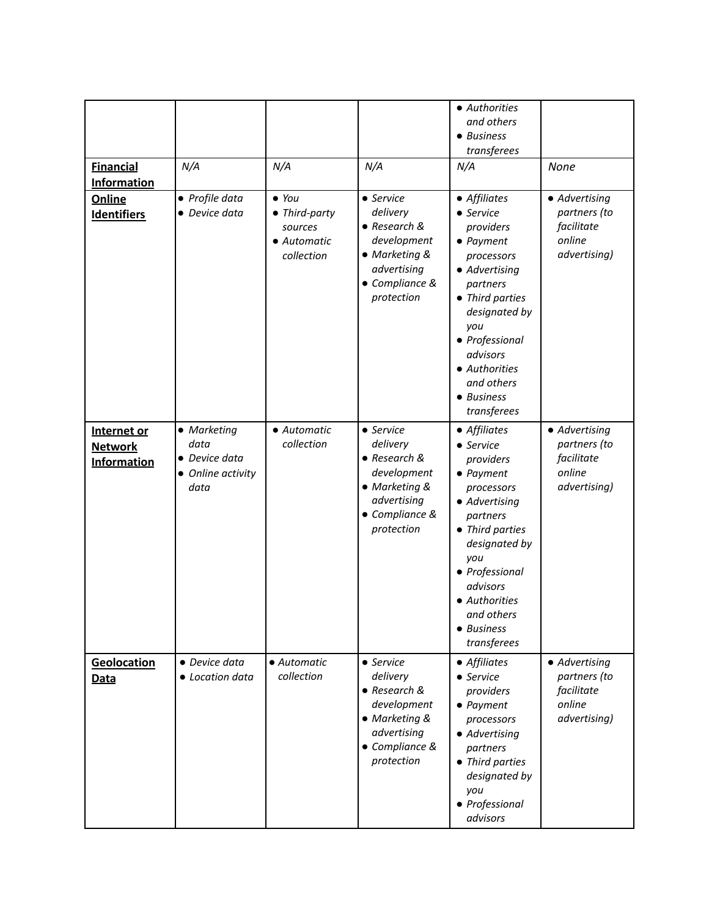| | | | | | |
|---|---|---|---|---|---|
| | | | | • *Authorities and others*<br>• *Business transferees* | |
| **Financial Information** | *N/A* | *N/A* | *N/A* | *N/A* | None |
| **Online Identifiers** | • *Profile data*<br>• *Device data* | • *You*<br>• *Third-party sources*<br>• *Automatic collection* | • *Service delivery*<br>• *Research & development*<br>• *Marketing & advertising*<br>• *Compliance & protection* | • *Affiliates*<br>• *Service providers*<br>• *Payment processors*<br>• *Advertising partners*<br>• *Third parties designated by you*<br>• *Professional advisors*<br>• *Authorities and others*<br>• *Business transferees* | • *Advertising partners (to facilitate online advertising)* |
| **Internet or Network Information** | • *Marketing data*<br>• *Device data*<br>• *Online activity data* | • *Automatic collection* | • *Service delivery*<br>• *Research & development*<br>• *Marketing & advertising*<br>• *Compliance & protection* | • *Affiliates*<br>• *Service providers*<br>• *Payment processors*<br>• *Advertising partners*<br>• *Third parties designated by you*<br>• *Professional advisors*<br>• *Authorities and others*<br>• *Business transferees* | • *Advertising partners (to facilitate online advertising)* |
| **Geolocation Data** | • *Device data*<br>• *Location data* | • *Automatic collection* | • *Service delivery*<br>• *Research & development*<br>• *Marketing & advertising*<br>• *Compliance & protection* | • *Affiliates*<br>• *Service providers*<br>• *Payment processors*<br>• *Advertising partners*<br>• *Third parties designated by you*<br>• *Professional advisors* | • *Advertising partners (to facilitate online advertising)* |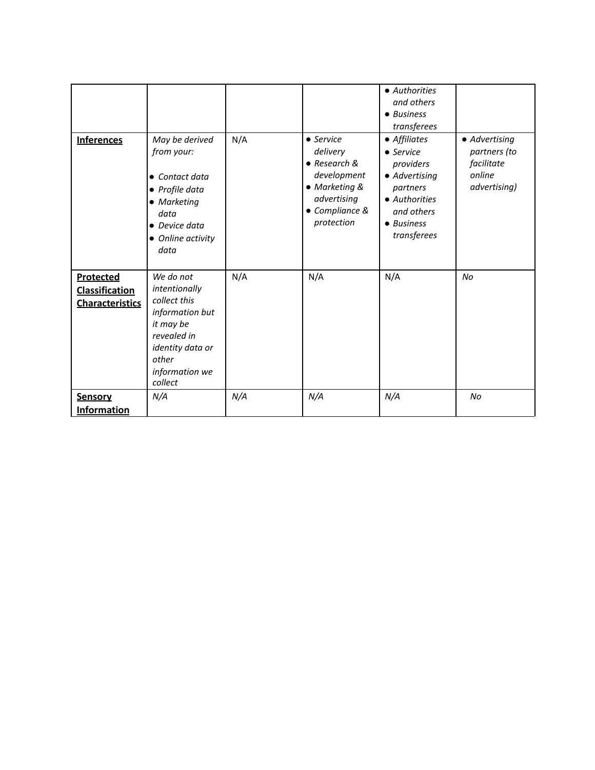| | | | | | |
|---|---|---|---|---|---|
| | | | | • *Authorities and others*<br>• *Business transferees* | |
| **Inferences** | *May be derived from your:*<br><br>• *Contact data*<br>• *Profile data*<br>• *Marketing data*<br>• *Device data*<br>• *Online activity data* | N/A | • *Service delivery*<br>• *Research & development*<br>• *Marketing & advertising*<br>• *Compliance & protection* | • *Affiliates*<br>• *Service providers*<br>• *Advertising partners*<br>• *Authorities and others*<br>• *Business transferees* | • *Advertising partners (to facilitate online advertising)* |
| **Protected Classification Characteristics** | *We do not intentionally collect this information but it may be revealed in identity data or other information we collect* | N/A | N/A | N/A | *No* |
| **Sensory Information** | *N/A* | *N/A* | *N/A* | *N/A* | *No* |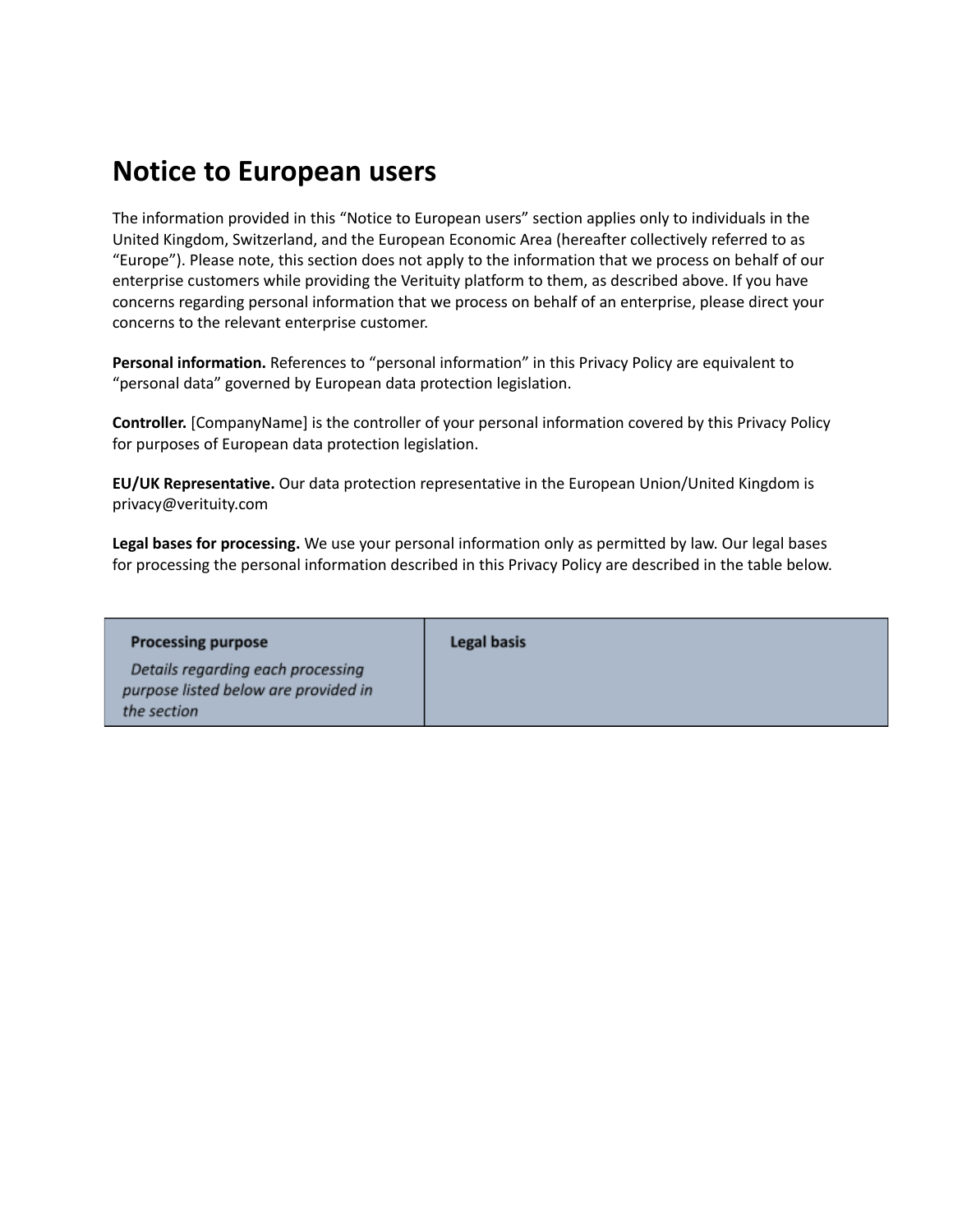## Notice to European users

The information provided in this "Notice to European users" section applies only to individuals in the United Kingdom, Switzerland, and the European Economic Area (hereafter collectively referred to as "Europe"). Please note, this section does not apply to the information that we process on behalf of our enterprise customers while providing the Verituity platform to them, as described above. If you have concerns regarding personal information that we process on behalf of an enterprise, please direct your concerns to the relevant enterprise customer.

**Personal information.** References to "personal information" in this Privacy Policy are equivalent to "personal data" governed by European data protection legislation.

**Controller.** [CompanyName] is the controller of your personal information covered by this Privacy Policy for purposes of European data protection legislation.

**EU/UK Representative.** Our data protection representative in the European Union/United Kingdom is privacy@verituity.com

**Legal bases for processing.** We use your personal information only as permitted by law. Our legal bases for processing the personal information described in this Privacy Policy are described in the table below.

| **Processing purpose**<br>*Details regarding each processing purpose listed below are provided in the section* | **Legal basis** |
|---|---|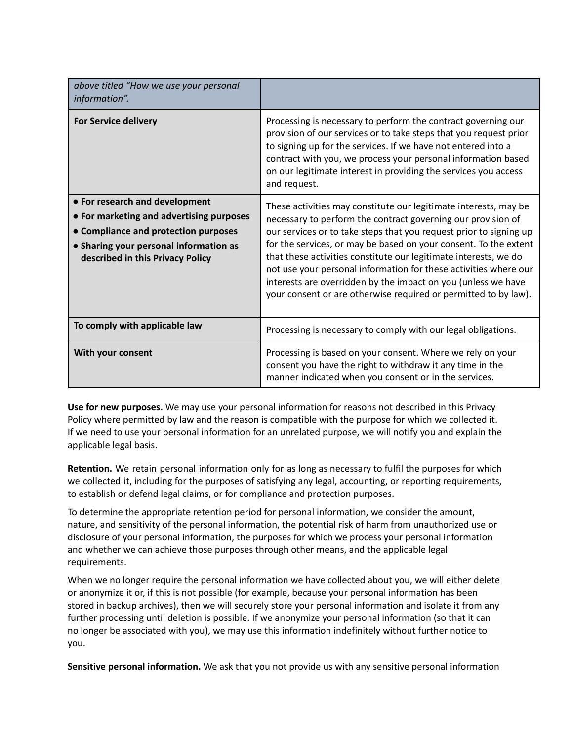| | |
|---|---|
| *above titled "How we use your personal information".* | |
| **For Service delivery** | Processing is necessary to perform the contract governing our provision of our services or to take steps that you request prior to signing up for the services. If we have not entered into a contract with you, we process your personal information based on our legitimate interest in providing the services you access and request. |
| **● For research and development**<br>**● For marketing and advertising purposes**<br>**● Compliance and protection purposes**<br>**● Sharing your personal information as described in this Privacy Policy** | These activities may constitute our legitimate interests, may be necessary to perform the contract governing our provision of our services or to take steps that you request prior to signing up for the services, or may be based on your consent. To the extent that these activities constitute our legitimate interests, we do not use your personal information for these activities where our interests are overridden by the impact on you (unless we have your consent or are otherwise required or permitted to by law). |
| **To comply with applicable law** | Processing is necessary to comply with our legal obligations. |
| **With your consent** | Processing is based on your consent. Where we rely on your consent you have the right to withdraw it any time in the manner indicated when you consent or in the services. |

**Use for new purposes.** We may use your personal information for reasons not described in this Privacy Policy where permitted by law and the reason is compatible with the purpose for which we collected it. If we need to use your personal information for an unrelated purpose, we will notify you and explain the applicable legal basis.

**Retention.** We retain personal information only for as long as necessary to fulfil the purposes for which we collected it, including for the purposes of satisfying any legal, accounting, or reporting requirements, to establish or defend legal claims, or for compliance and protection purposes.

To determine the appropriate retention period for personal information, we consider the amount, nature, and sensitivity of the personal information, the potential risk of harm from unauthorized use or disclosure of your personal information, the purposes for which we process your personal information and whether we can achieve those purposes through other means, and the applicable legal requirements.

When we no longer require the personal information we have collected about you, we will either delete or anonymize it or, if this is not possible (for example, because your personal information has been stored in backup archives), then we will securely store your personal information and isolate it from any further processing until deletion is possible. If we anonymize your personal information (so that it can no longer be associated with you), we may use this information indefinitely without further notice to you.

**Sensitive personal information.** We ask that you not provide us with any sensitive personal information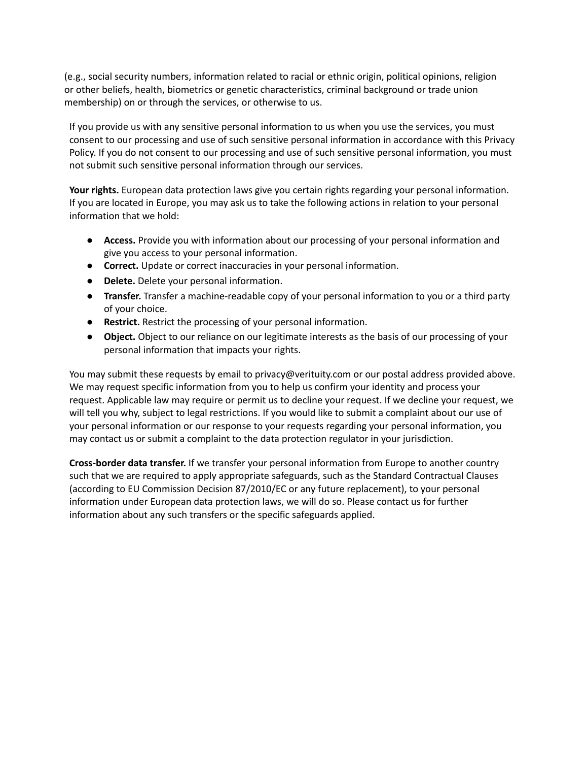(e.g., social security numbers, information related to racial or ethnic origin, political opinions, religion or other beliefs, health, biometrics or genetic characteristics, criminal background or trade union membership) on or through the services, or otherwise to us.

If you provide us with any sensitive personal information to us when you use the services, you must consent to our processing and use of such sensitive personal information in accordance with this Privacy Policy. If you do not consent to our processing and use of such sensitive personal information, you must not submit such sensitive personal information through our services.

**Your rights.** European data protection laws give you certain rights regarding your personal information. If you are located in Europe, you may ask us to take the following actions in relation to your personal information that we hold:

- **Access.** Provide you with information about our processing of your personal information and give you access to your personal information.
- **Correct.** Update or correct inaccuracies in your personal information.
- **Delete.** Delete your personal information.
- **Transfer.** Transfer a machine-readable copy of your personal information to you or a third party of your choice.
- **Restrict.** Restrict the processing of your personal information.
- **Object.** Object to our reliance on our legitimate interests as the basis of our processing of your personal information that impacts your rights.

You may submit these requests by email to privacy@verituity.com or our postal address provided above. We may request specific information from you to help us confirm your identity and process your request. Applicable law may require or permit us to decline your request. If we decline your request, we will tell you why, subject to legal restrictions. If you would like to submit a complaint about our use of your personal information or our response to your requests regarding your personal information, you may contact us or submit a complaint to the data protection regulator in your jurisdiction.

**Cross-border data transfer.** If we transfer your personal information from Europe to another country such that we are required to apply appropriate safeguards, such as the Standard Contractual Clauses (according to EU Commission Decision 87/2010/EC or any future replacement), to your personal information under European data protection laws, we will do so. Please contact us for further information about any such transfers or the specific safeguards applied.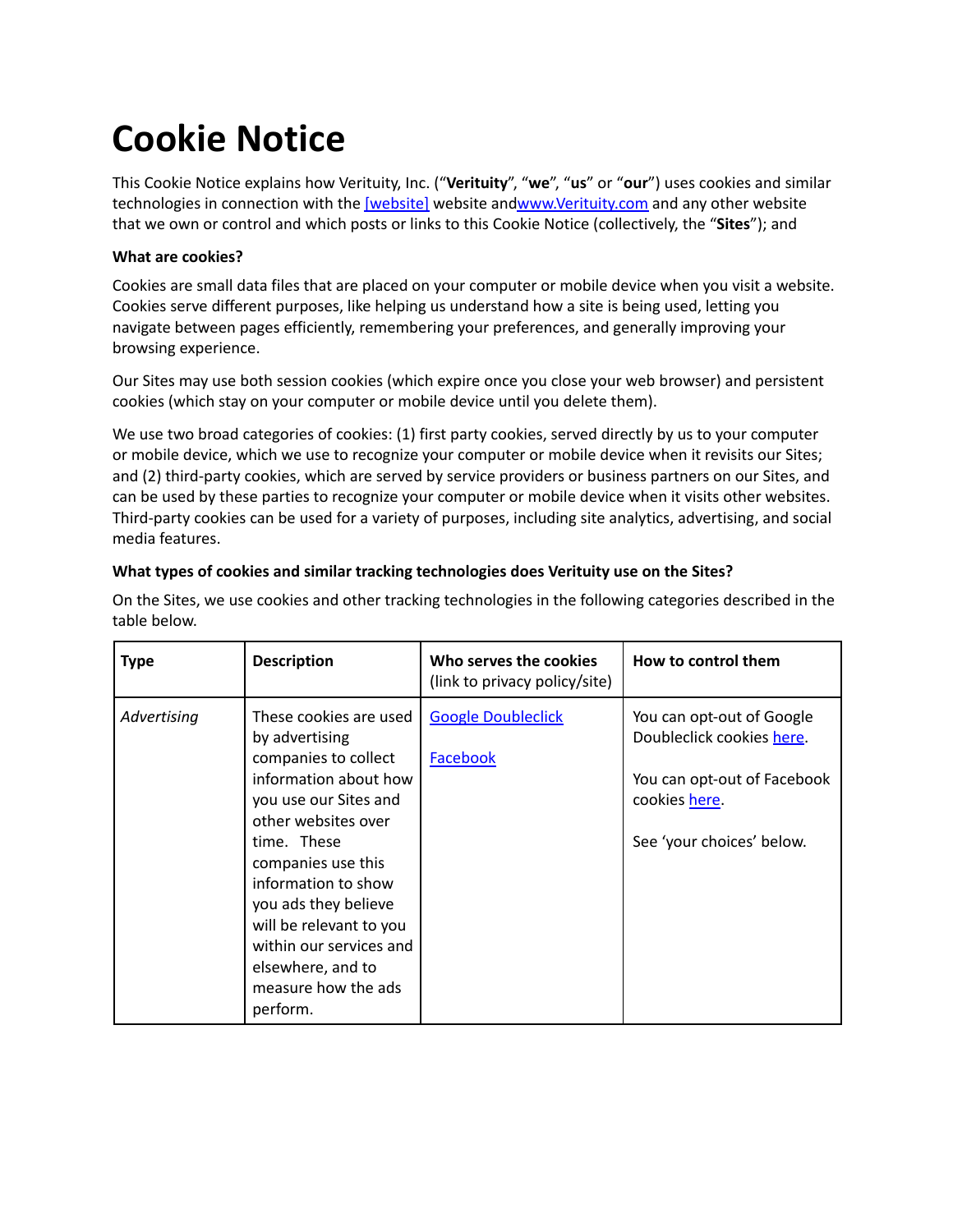# Cookie Notice

This Cookie Notice explains how Verituity, Inc. ("**Verituity**", "**we**", "**us**" or "**our**") uses cookies and similar technologies in connection with the [website] website andwww.Verituity.com and any other website that we own or control and which posts or links to this Cookie Notice (collectively, the "**Sites**"); and

**What are cookies?**

Cookies are small data files that are placed on your computer or mobile device when you visit a website. Cookies serve different purposes, like helping us understand how a site is being used, letting you navigate between pages efficiently, remembering your preferences, and generally improving your browsing experience.

Our Sites may use both session cookies (which expire once you close your web browser) and persistent cookies (which stay on your computer or mobile device until you delete them).

We use two broad categories of cookies: (1) first party cookies, served directly by us to your computer or mobile device, which we use to recognize your computer or mobile device when it revisits our Sites; and (2) third-party cookies, which are served by service providers or business partners on our Sites, and can be used by these parties to recognize your computer or mobile device when it visits other websites. Third-party cookies can be used for a variety of purposes, including site analytics, advertising, and social media features.

**What types of cookies and similar tracking technologies does Verituity use on the Sites?**

On the Sites, we use cookies and other tracking technologies in the following categories described in the table below.

| **Type** | **Description** | **Who serves the cookies** (link to privacy policy/site) | **How to control them** |
|---|---|---|---|
| *Advertising* | These cookies are used by advertising companies to collect information about how you use our Sites and other websites over time. These companies use this information to show you ads they believe will be relevant to you within our services and elsewhere, and to measure how the ads perform. | Google Doubleclick<br><br>Facebook | You can opt-out of Google Doubleclick cookies here.<br><br>You can opt-out of Facebook cookies here.<br><br>See 'your choices' below. |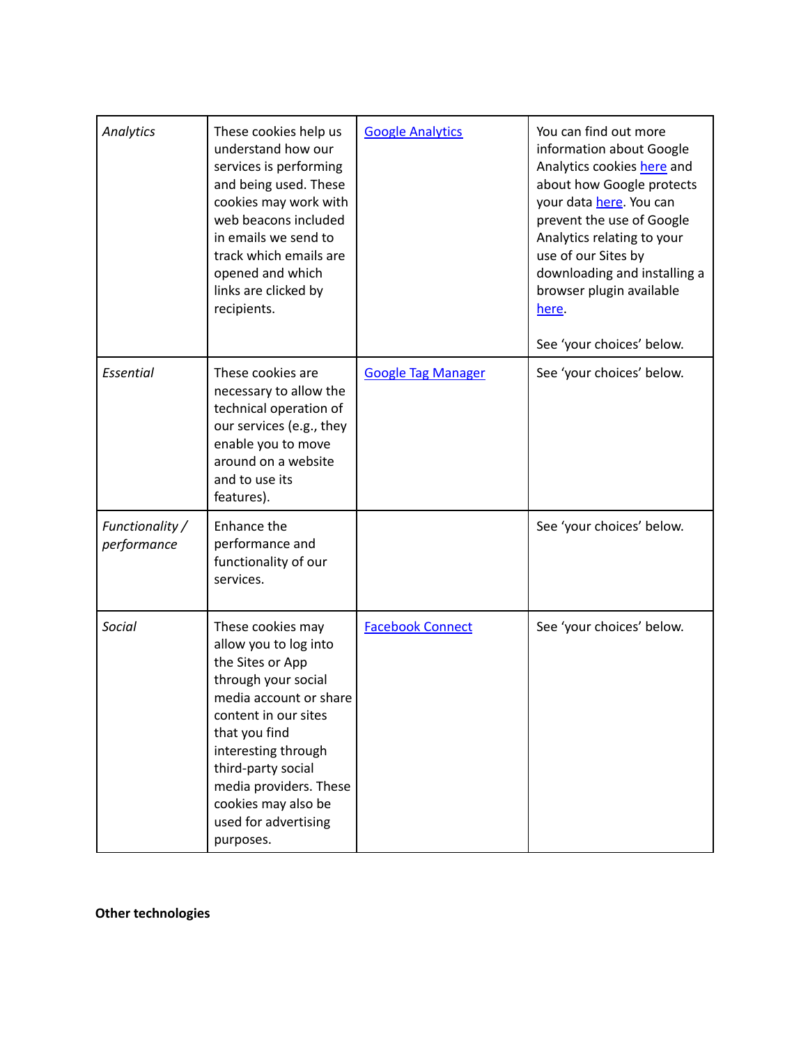| | | | |
|---|---|---|---|
| *Analytics* | These cookies help us understand how our services is performing and being used. These cookies may work with web beacons included in emails we send to track which emails are opened and which links are clicked by recipients. | Google Analytics | You can find out more information about Google Analytics cookies here and about how Google protects your data here. You can prevent the use of Google Analytics relating to your use of our Sites by downloading and installing a browser plugin available here.<br><br>See 'your choices' below. |
| *Essential* | These cookies are necessary to allow the technical operation of our services (e.g., they enable you to move around on a website and to use its features). | Google Tag Manager | See 'your choices' below. |
| *Functionality / performance* | Enhance the performance and functionality of our services. | | See 'your choices' below. |
| *Social* | These cookies may allow you to log into the Sites or App through your social media account or share content in our sites that you find interesting through third-party social media providers. These cookies may also be used for advertising purposes. | Facebook Connect | See 'your choices' below. |

**Other technologies**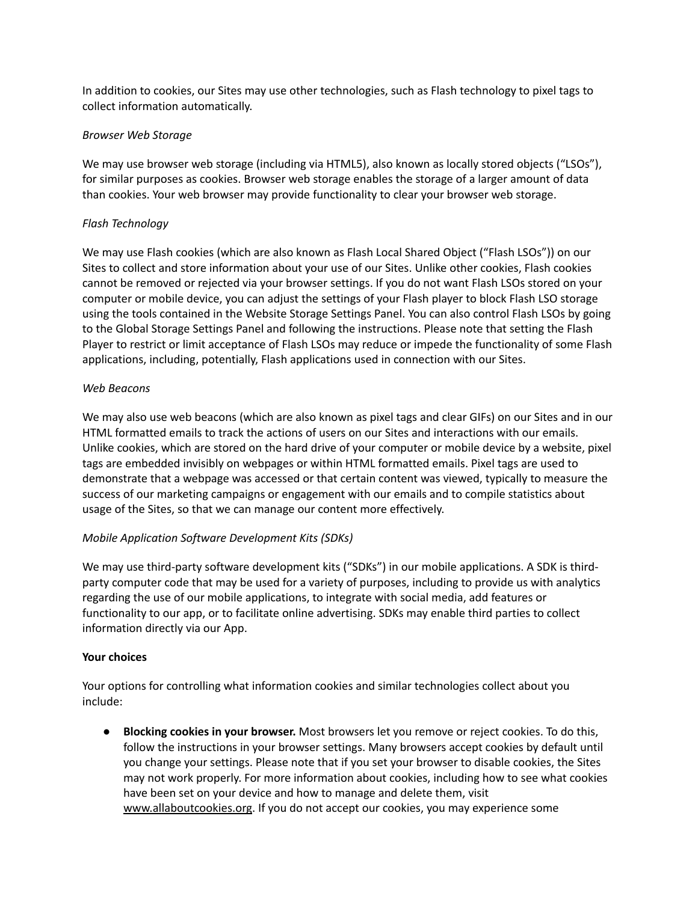In addition to cookies, our Sites may use other technologies, such as Flash technology to pixel tags to collect information automatically.

*Browser Web Storage*

We may use browser web storage (including via HTML5), also known as locally stored objects ("LSOs"), for similar purposes as cookies. Browser web storage enables the storage of a larger amount of data than cookies. Your web browser may provide functionality to clear your browser web storage.

*Flash Technology*

We may use Flash cookies (which are also known as Flash Local Shared Object ("Flash LSOs")) on our Sites to collect and store information about your use of our Sites. Unlike other cookies, Flash cookies cannot be removed or rejected via your browser settings. If you do not want Flash LSOs stored on your computer or mobile device, you can adjust the settings of your Flash player to block Flash LSO storage using the tools contained in the Website Storage Settings Panel. You can also control Flash LSOs by going to the Global Storage Settings Panel and following the instructions. Please note that setting the Flash Player to restrict or limit acceptance of Flash LSOs may reduce or impede the functionality of some Flash applications, including, potentially, Flash applications used in connection with our Sites.

*Web Beacons*

We may also use web beacons (which are also known as pixel tags and clear GIFs) on our Sites and in our HTML formatted emails to track the actions of users on our Sites and interactions with our emails. Unlike cookies, which are stored on the hard drive of your computer or mobile device by a website, pixel tags are embedded invisibly on webpages or within HTML formatted emails. Pixel tags are used to demonstrate that a webpage was accessed or that certain content was viewed, typically to measure the success of our marketing campaigns or engagement with our emails and to compile statistics about usage of the Sites, so that we can manage our content more effectively.

*Mobile Application Software Development Kits (SDKs)*

We may use third-party software development kits ("SDKs") in our mobile applications. A SDK is third-party computer code that may be used for a variety of purposes, including to provide us with analytics regarding the use of our mobile applications, to integrate with social media, add features or functionality to our app, or to facilitate online advertising. SDKs may enable third parties to collect information directly via our App.

**Your choices**

Your options for controlling what information cookies and similar technologies collect about you include:

- **Blocking cookies in your browser.** Most browsers let you remove or reject cookies. To do this, follow the instructions in your browser settings. Many browsers accept cookies by default until you change your settings. Please note that if you set your browser to disable cookies, the Sites may not work properly. For more information about cookies, including how to see what cookies have been set on your device and how to manage and delete them, visit www.allaboutcookies.org. If you do not accept our cookies, you may experience some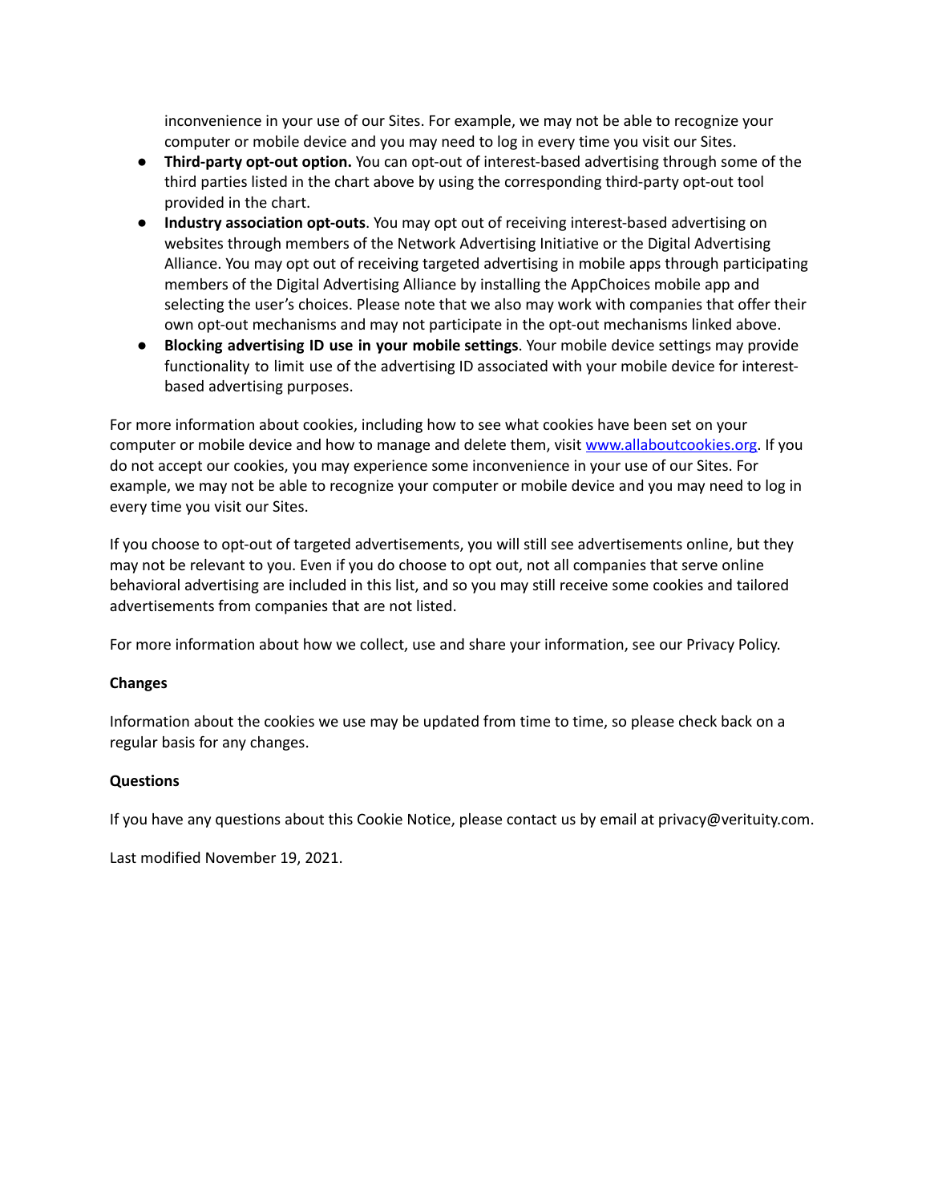inconvenience in your use of our Sites. For example, we may not be able to recognize your computer or mobile device and you may need to log in every time you visit our Sites.

- **Third-party opt-out option.** You can opt-out of interest-based advertising through some of the third parties listed in the chart above by using the corresponding third-party opt-out tool provided in the chart.
- **Industry association opt-outs**. You may opt out of receiving interest-based advertising on websites through members of the Network Advertising Initiative or the Digital Advertising Alliance. You may opt out of receiving targeted advertising in mobile apps through participating members of the Digital Advertising Alliance by installing the AppChoices mobile app and selecting the user's choices. Please note that we also may work with companies that offer their own opt-out mechanisms and may not participate in the opt-out mechanisms linked above.
- **Blocking advertising ID use in your mobile settings**. Your mobile device settings may provide functionality to limit use of the advertising ID associated with your mobile device for interest-based advertising purposes.

For more information about cookies, including how to see what cookies have been set on your computer or mobile device and how to manage and delete them, visit [www.allaboutcookies.org](http://www.allaboutcookies.org). If you do not accept our cookies, you may experience some inconvenience in your use of our Sites. For example, we may not be able to recognize your computer or mobile device and you may need to log in every time you visit our Sites.

If you choose to opt-out of targeted advertisements, you will still see advertisements online, but they may not be relevant to you. Even if you do choose to opt out, not all companies that serve online behavioral advertising are included in this list, and so you may still receive some cookies and tailored advertisements from companies that are not listed.

For more information about how we collect, use and share your information, see our Privacy Policy.

**Changes**

Information about the cookies we use may be updated from time to time, so please check back on a regular basis for any changes.

**Questions**

If you have any questions about this Cookie Notice, please contact us by email at privacy@verituity.com.

Last modified November 19, 2021.